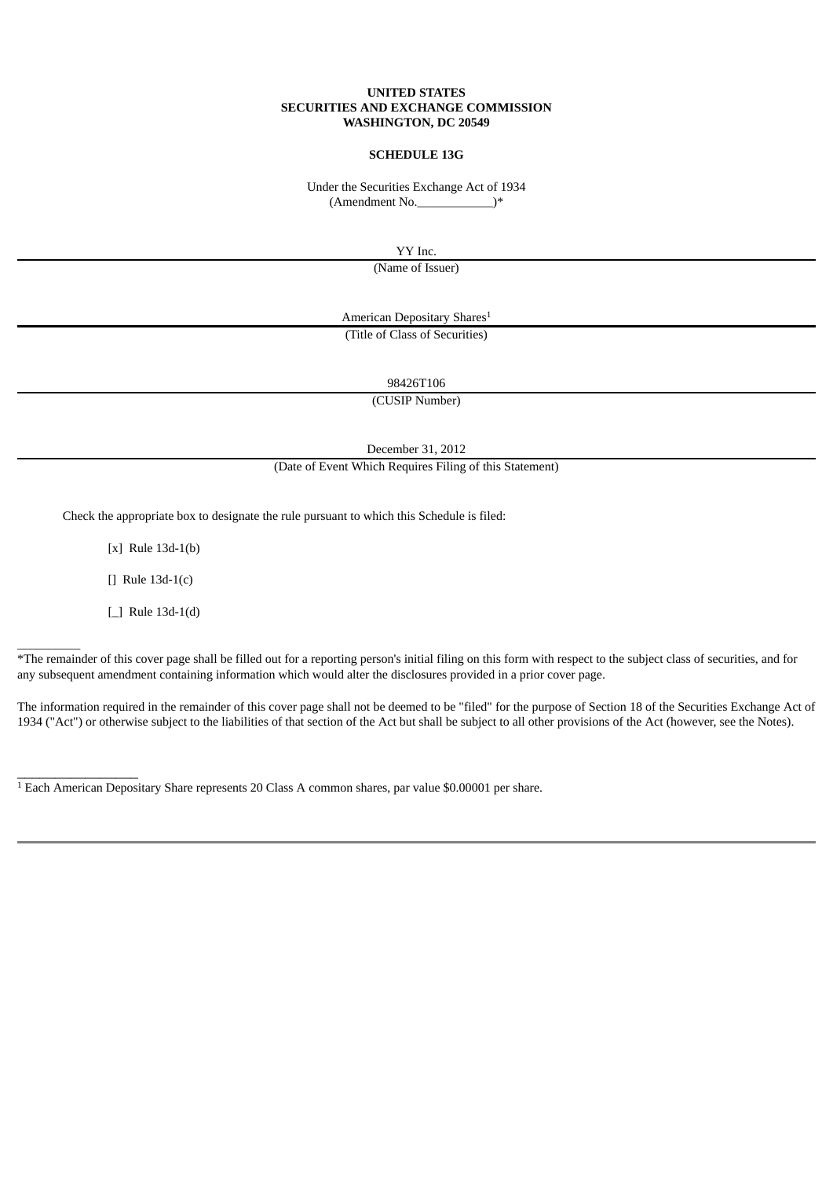**UNITED STATES**
**SECURITIES AND EXCHANGE COMMISSION**
**WASHINGTON, DC 20549**

**SCHEDULE 13G**

Under the Securities Exchange Act of 1934
(Amendment No.____________)*

YY Inc.
(Name of Issuer)

American Depositary Shares[1]
(Title of Class of Securities)

98426T106
(CUSIP Number)

December 31, 2012
(Date of Event Which Requires Filing of this Statement)

Check the appropriate box to designate the rule pursuant to which this Schedule is filed:

[x] Rule 13d-1(b)

[] Rule 13d-1(c)

[_] Rule 13d-1(d)

__________

*The remainder of this cover page shall be filled out for a reporting person's initial filing on this form with respect to the subject class of securities, and for any subsequent amendment containing information which would alter the disclosures provided in a prior cover page.

The information required in the remainder of this cover page shall not be deemed to be "filed" for the purpose of Section 18 of the Securities Exchange Act of 1934 ("Act") or otherwise subject to the liabilities of that section of the Act but shall be subject to all other provisions of the Act (however, see the Notes).

__________________

[1] Each American Depositary Share represents 20 Class A common shares, par value $0.00001 per share.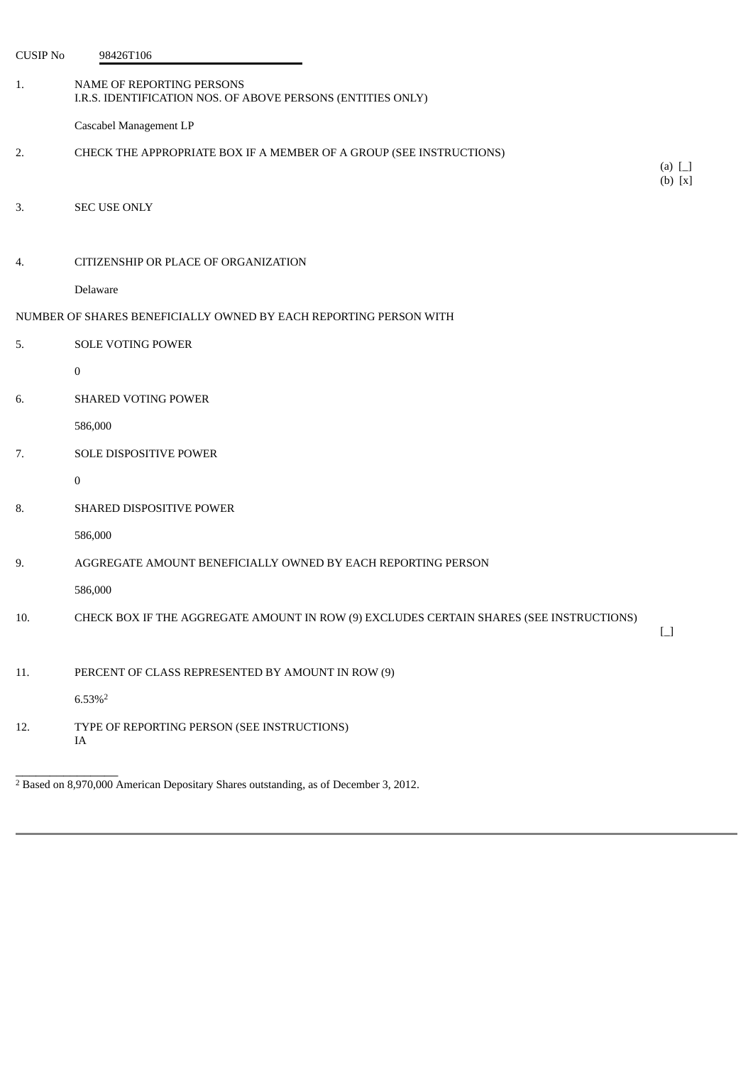CUSIP No 98426T106

1. NAME OF REPORTING PERSONS
I.R.S. IDENTIFICATION NOS. OF ABOVE PERSONS (ENTITIES ONLY)

Cascabel Management LP

2. CHECK THE APPROPRIATE BOX IF A MEMBER OF A GROUP (SEE INSTRUCTIONS)

(a) [_]
(b) [x]

3. SEC USE ONLY

4. CITIZENSHIP OR PLACE OF ORGANIZATION

Delaware

NUMBER OF SHARES BENEFICIALLY OWNED BY EACH REPORTING PERSON WITH

5. SOLE VOTING POWER

0

6. SHARED VOTING POWER

586,000

7. SOLE DISPOSITIVE POWER

0

8. SHARED DISPOSITIVE POWER

586,000

9. AGGREGATE AMOUNT BENEFICIALLY OWNED BY EACH REPORTING PERSON

586,000

10. CHECK BOX IF THE AGGREGATE AMOUNT IN ROW (9) EXCLUDES CERTAIN SHARES (SEE INSTRUCTIONS)

[_]

11. PERCENT OF CLASS REPRESENTED BY AMOUNT IN ROW (9)

6.53%[2]

12. TYPE OF REPORTING PERSON (SEE INSTRUCTIONS)
IA

---

[2] Based on 8,970,000 American Depositary Shares outstanding, as of December 3, 2012.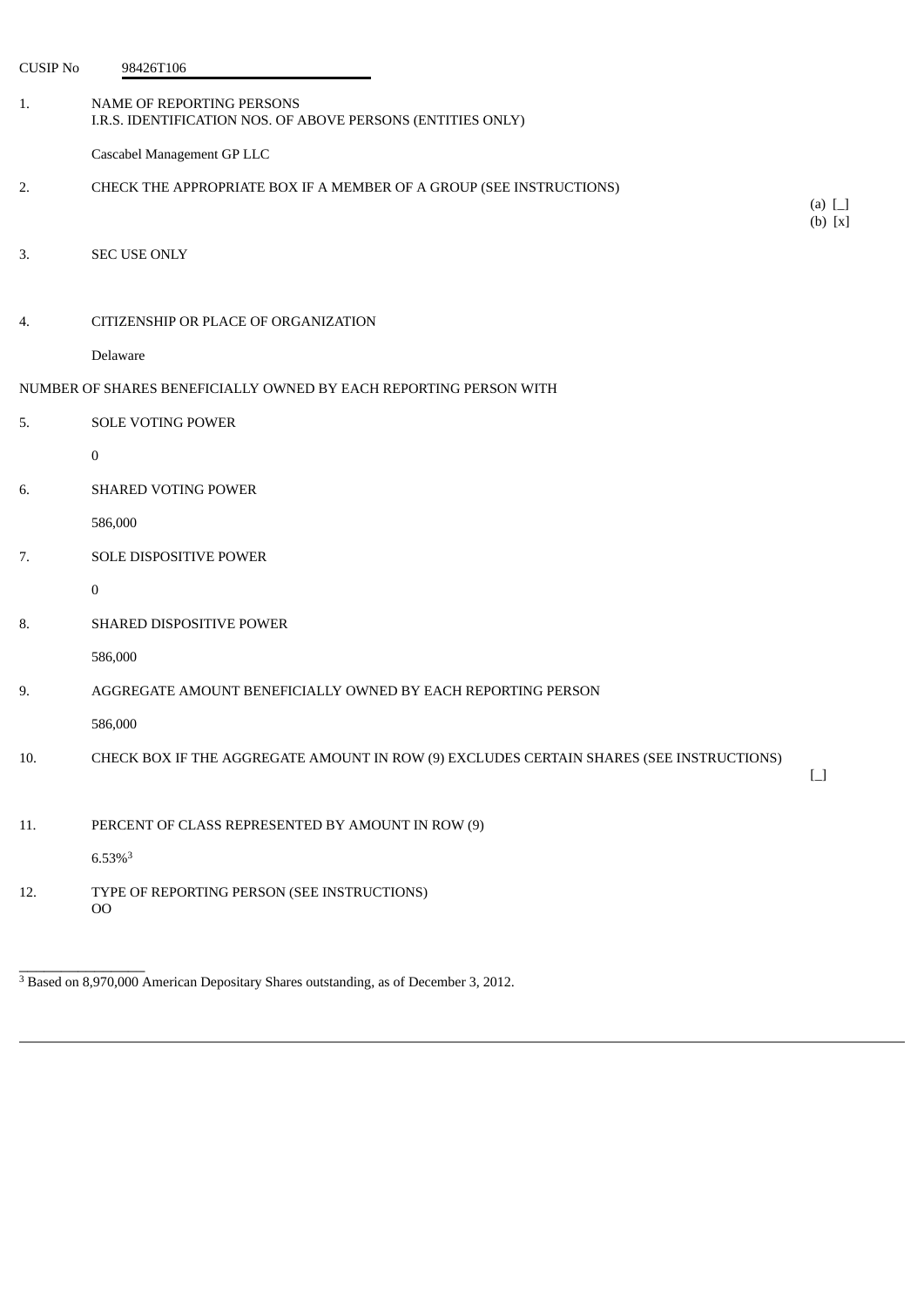CUSIP No 98426T106

1. NAME OF REPORTING PERSONS
I.R.S. IDENTIFICATION NOS. OF ABOVE PERSONS (ENTITIES ONLY)

Cascabel Management GP LLC

2. CHECK THE APPROPRIATE BOX IF A MEMBER OF A GROUP (SEE INSTRUCTIONS)

(a) [_]
(b) [x]

3. SEC USE ONLY

4. CITIZENSHIP OR PLACE OF ORGANIZATION

Delaware

NUMBER OF SHARES BENEFICIALLY OWNED BY EACH REPORTING PERSON WITH

5. SOLE VOTING POWER

0

6. SHARED VOTING POWER

586,000

7. SOLE DISPOSITIVE POWER

0

8. SHARED DISPOSITIVE POWER

586,000

9. AGGREGATE AMOUNT BENEFICIALLY OWNED BY EACH REPORTING PERSON

586,000

10. CHECK BOX IF THE AGGREGATE AMOUNT IN ROW (9) EXCLUDES CERTAIN SHARES (SEE INSTRUCTIONS)

[_]

11. PERCENT OF CLASS REPRESENTED BY AMOUNT IN ROW (9)

6.53%[3]

12. TYPE OF REPORTING PERSON (SEE INSTRUCTIONS)
OO

---

[3] Based on 8,970,000 American Depositary Shares outstanding, as of December 3, 2012.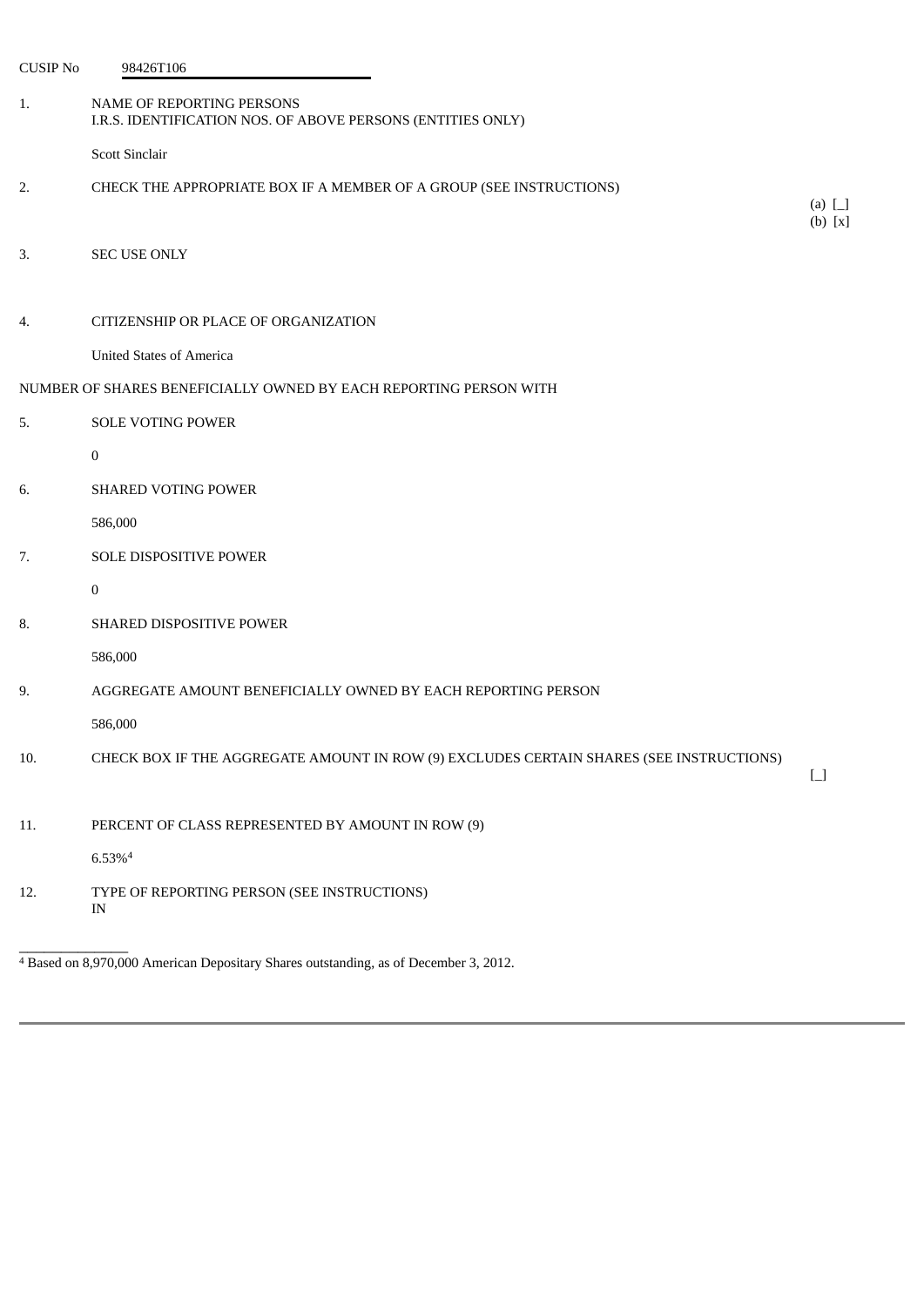CUSIP No 98426T106

| | | |
|---|---|---|
| 1. | NAME OF REPORTING PERSONS<br>I.R.S. IDENTIFICATION NOS. OF ABOVE PERSONS (ENTITIES ONLY)<br><br>Scott Sinclair | |
| 2. | CHECK THE APPROPRIATE BOX IF A MEMBER OF A GROUP (SEE INSTRUCTIONS) | (a) [_]<br>(b) [x] |
| 3. | SEC USE ONLY | |
| 4. | CITIZENSHIP OR PLACE OF ORGANIZATION<br><br>United States of America | |

NUMBER OF SHARES BENEFICIALLY OWNED BY EACH REPORTING PERSON WITH

| | | |
|---|---|---|
| 5. | SOLE VOTING POWER<br><br>0 | |
| 6. | SHARED VOTING POWER<br><br>586,000 | |
| 7. | SOLE DISPOSITIVE POWER<br><br>0 | |
| 8. | SHARED DISPOSITIVE POWER<br><br>586,000 | |
| 9. | AGGREGATE AMOUNT BENEFICIALLY OWNED BY EACH REPORTING PERSON<br><br>586,000 | |
| 10. | CHECK BOX IF THE AGGREGATE AMOUNT IN ROW (9) EXCLUDES CERTAIN SHARES (SEE INSTRUCTIONS) | [_] |
| 11. | PERCENT OF CLASS REPRESENTED BY AMOUNT IN ROW (9)<br><br>6.53%[4] | |
| 12. | TYPE OF REPORTING PERSON (SEE INSTRUCTIONS)<br>IN | |

---

[4] Based on 8,970,000 American Depositary Shares outstanding, as of December 3, 2012.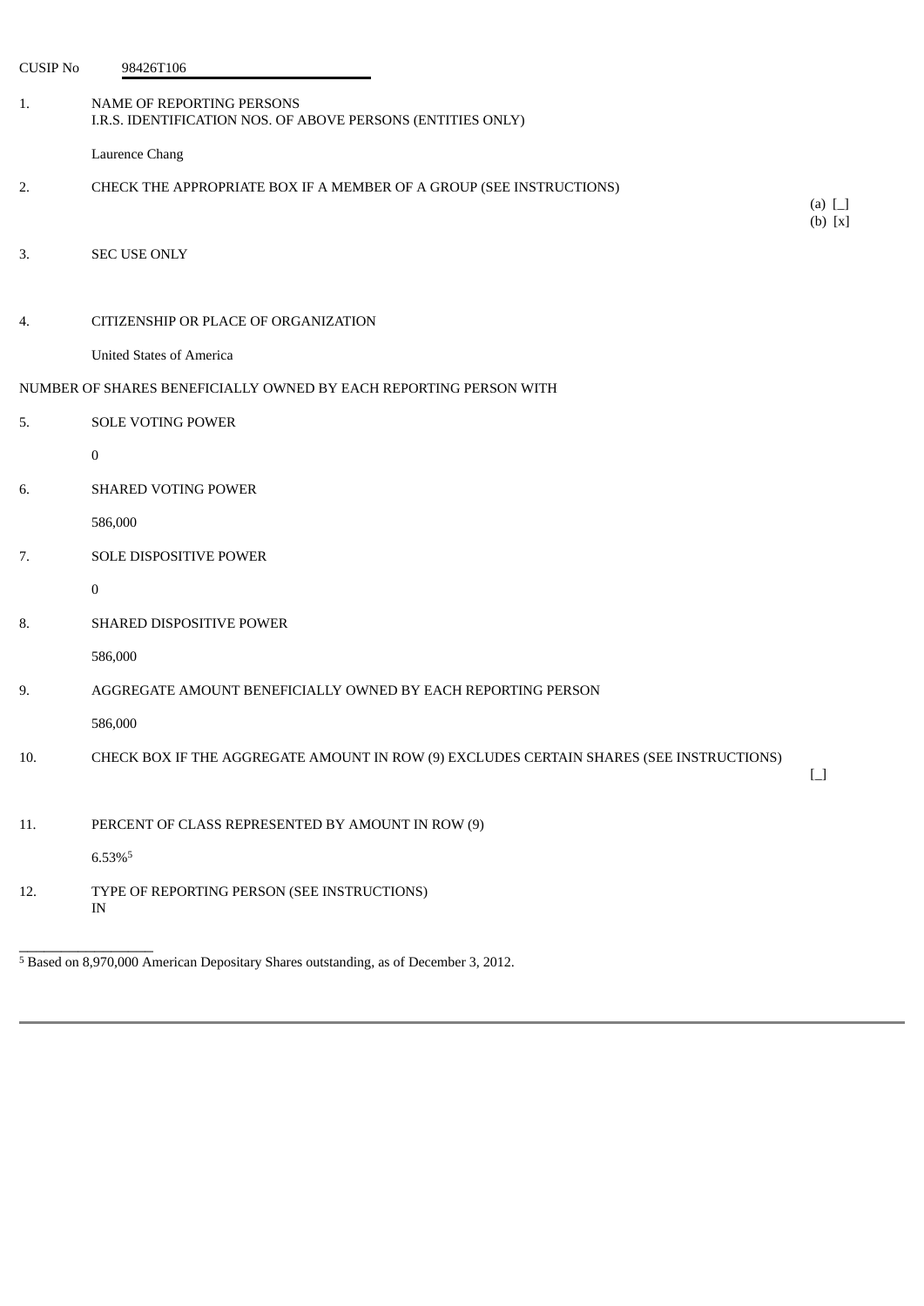CUSIP No 98426T106

1. NAME OF REPORTING PERSONS
I.R.S. IDENTIFICATION NOS. OF ABOVE PERSONS (ENTITIES ONLY)

Laurence Chang

2. CHECK THE APPROPRIATE BOX IF A MEMBER OF A GROUP (SEE INSTRUCTIONS)

(a) [_]
(b) [x]

3. SEC USE ONLY

4. CITIZENSHIP OR PLACE OF ORGANIZATION

United States of America

NUMBER OF SHARES BENEFICIALLY OWNED BY EACH REPORTING PERSON WITH

5. SOLE VOTING POWER

0

6. SHARED VOTING POWER

586,000

7. SOLE DISPOSITIVE POWER

0

8. SHARED DISPOSITIVE POWER

586,000

9. AGGREGATE AMOUNT BENEFICIALLY OWNED BY EACH REPORTING PERSON

586,000

10. CHECK BOX IF THE AGGREGATE AMOUNT IN ROW (9) EXCLUDES CERTAIN SHARES (SEE INSTRUCTIONS)

[_]

11. PERCENT OF CLASS REPRESENTED BY AMOUNT IN ROW (9)

6.53%[5]

12. TYPE OF REPORTING PERSON (SEE INSTRUCTIONS)
IN

---

[5] Based on 8,970,000 American Depositary Shares outstanding, as of December 3, 2012.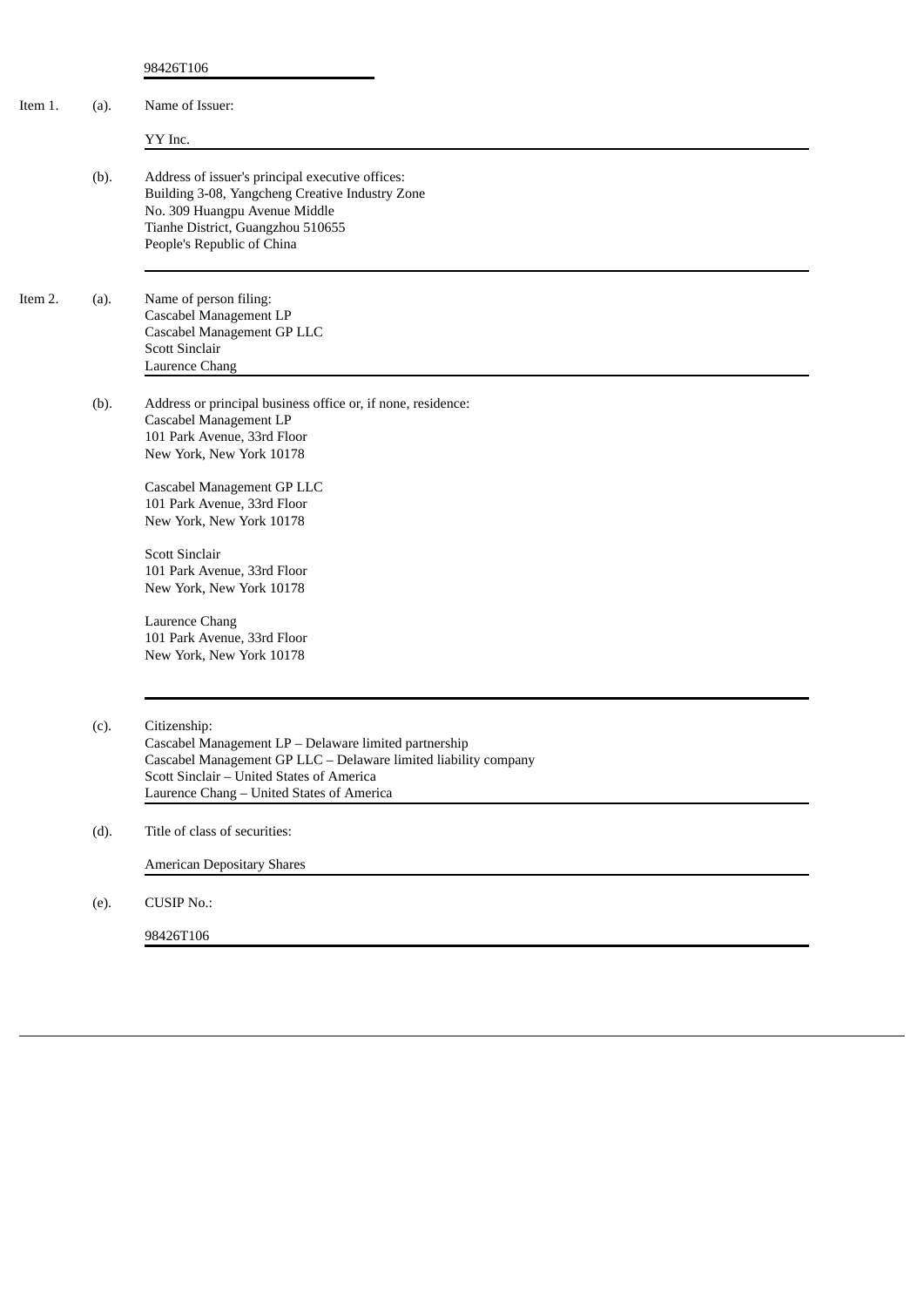98426T106

**Item 1.**

(a). Name of Issuer:

YY Inc.

(b). Address of issuer's principal executive offices:
Building 3-08, Yangcheng Creative Industry Zone
No. 309 Huangpu Avenue Middle
Tianhe District, Guangzhou 510655
People's Republic of China

**Item 2.**

(a). Name of person filing:
Cascabel Management LP
Cascabel Management GP LLC
Scott Sinclair
Laurence Chang

(b). Address or principal business office or, if none, residence:

Cascabel Management LP
101 Park Avenue, 33rd Floor
New York, New York 10178

Cascabel Management GP LLC
101 Park Avenue, 33rd Floor
New York, New York 10178

Scott Sinclair
101 Park Avenue, 33rd Floor
New York, New York 10178

Laurence Chang
101 Park Avenue, 33rd Floor
New York, New York 10178

(c). Citizenship:
Cascabel Management LP – Delaware limited partnership
Cascabel Management GP LLC – Delaware limited liability company
Scott Sinclair – United States of America
Laurence Chang – United States of America

(d). Title of class of securities:

American Depositary Shares

(e). CUSIP No.:

98426T106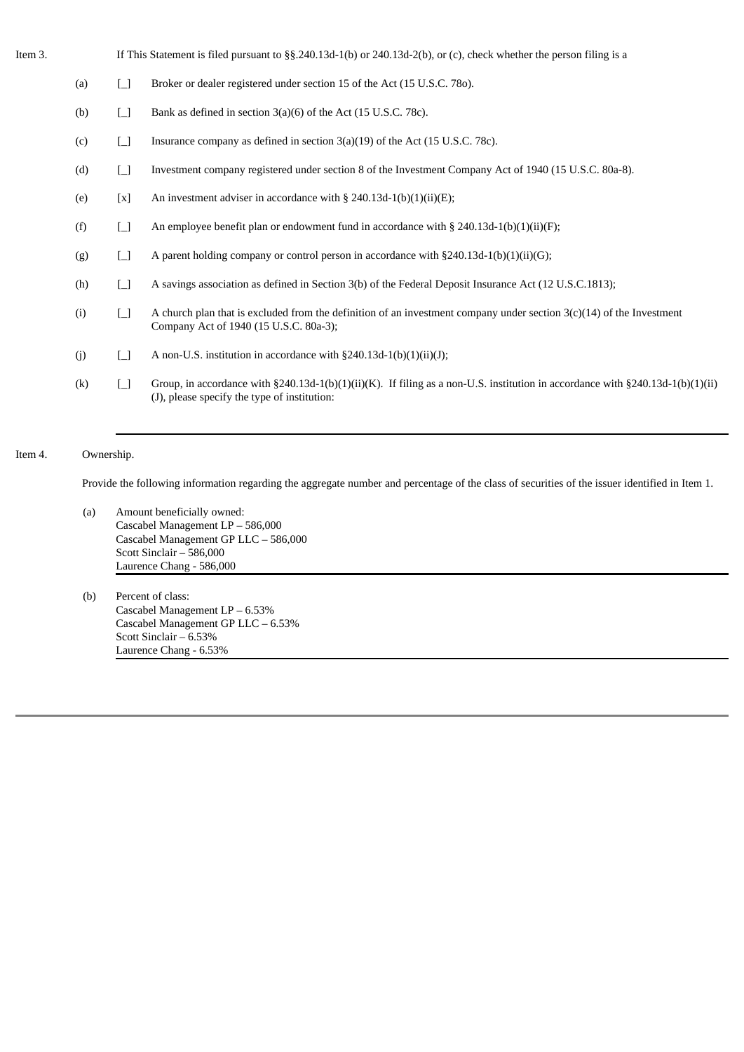Item 3. If This Statement is filed pursuant to §§.240.13d-1(b) or 240.13d-2(b), or (c), check whether the person filing is a

(a) [_] Broker or dealer registered under section 15 of the Act (15 U.S.C. 78o).

(b) [_] Bank as defined in section 3(a)(6) of the Act (15 U.S.C. 78c).

(c) [_] Insurance company as defined in section 3(a)(19) of the Act (15 U.S.C. 78c).

(d) [_] Investment company registered under section 8 of the Investment Company Act of 1940 (15 U.S.C. 80a-8).

(e) [x] An investment adviser in accordance with § 240.13d-1(b)(1)(ii)(E);

(f) [_] An employee benefit plan or endowment fund in accordance with § 240.13d-1(b)(1)(ii)(F);

(g) [_] A parent holding company or control person in accordance with §240.13d-1(b)(1)(ii)(G);

(h) [_] A savings association as defined in Section 3(b) of the Federal Deposit Insurance Act (12 U.S.C.1813);

(i) [_] A church plan that is excluded from the definition of an investment company under section 3(c)(14) of the Investment Company Act of 1940 (15 U.S.C. 80a-3);

(j) [_] A non-U.S. institution in accordance with §240.13d-1(b)(1)(ii)(J);

(k) [_] Group, in accordance with §240.13d-1(b)(1)(ii)(K). If filing as a non-U.S. institution in accordance with §240.13d-1(b)(1)(ii)(J), please specify the type of institution:

---

Item 4. Ownership.

Provide the following information regarding the aggregate number and percentage of the class of securities of the issuer identified in Item 1.

(a) Amount beneficially owned:
Cascabel Management LP – 586,000
Cascabel Management GP LLC – 586,000
Scott Sinclair – 586,000
Laurence Chang - 586,000

(b) Percent of class:
Cascabel Management LP – 6.53%
Cascabel Management GP LLC – 6.53%
Scott Sinclair – 6.53%
Laurence Chang - 6.53%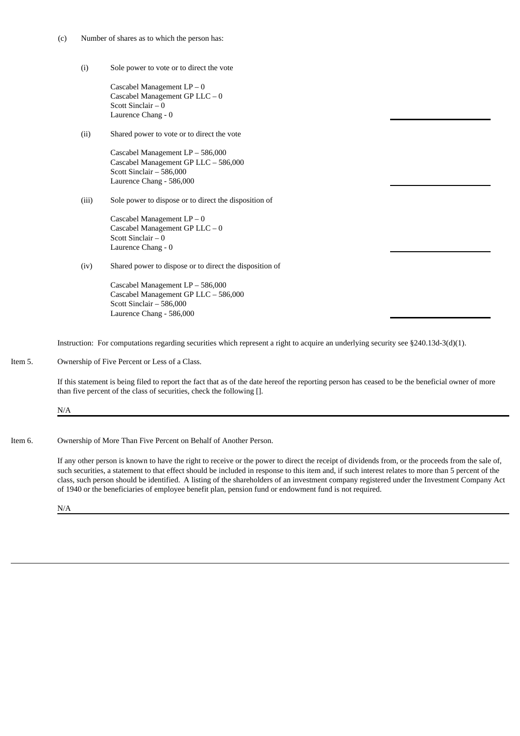(c) Number of shares as to which the person has:

(i) Sole power to vote or to direct the vote

Cascabel Management LP – 0
Cascabel Management GP LLC – 0
Scott Sinclair – 0
Laurence Chang - 0

(ii) Shared power to vote or to direct the vote

Cascabel Management LP – 586,000
Cascabel Management GP LLC – 586,000
Scott Sinclair – 586,000
Laurence Chang - 586,000

(iii) Sole power to dispose or to direct the disposition of

Cascabel Management LP – 0
Cascabel Management GP LLC – 0
Scott Sinclair – 0
Laurence Chang - 0

(iv) Shared power to dispose or to direct the disposition of

Cascabel Management LP – 586,000
Cascabel Management GP LLC – 586,000
Scott Sinclair – 586,000
Laurence Chang - 586,000

Instruction: For computations regarding securities which represent a right to acquire an underlying security see §240.13d-3(d)(1).

Item 5. Ownership of Five Percent or Less of a Class.

If this statement is being filed to report the fact that as of the date hereof the reporting person has ceased to be the beneficial owner of more than five percent of the class of securities, check the following [].

N/A

Item 6. Ownership of More Than Five Percent on Behalf of Another Person.

If any other person is known to have the right to receive or the power to direct the receipt of dividends from, or the proceeds from the sale of, such securities, a statement to that effect should be included in response to this item and, if such interest relates to more than 5 percent of the class, such person should be identified. A listing of the shareholders of an investment company registered under the Investment Company Act of 1940 or the beneficiaries of employee benefit plan, pension fund or endowment fund is not required.

N/A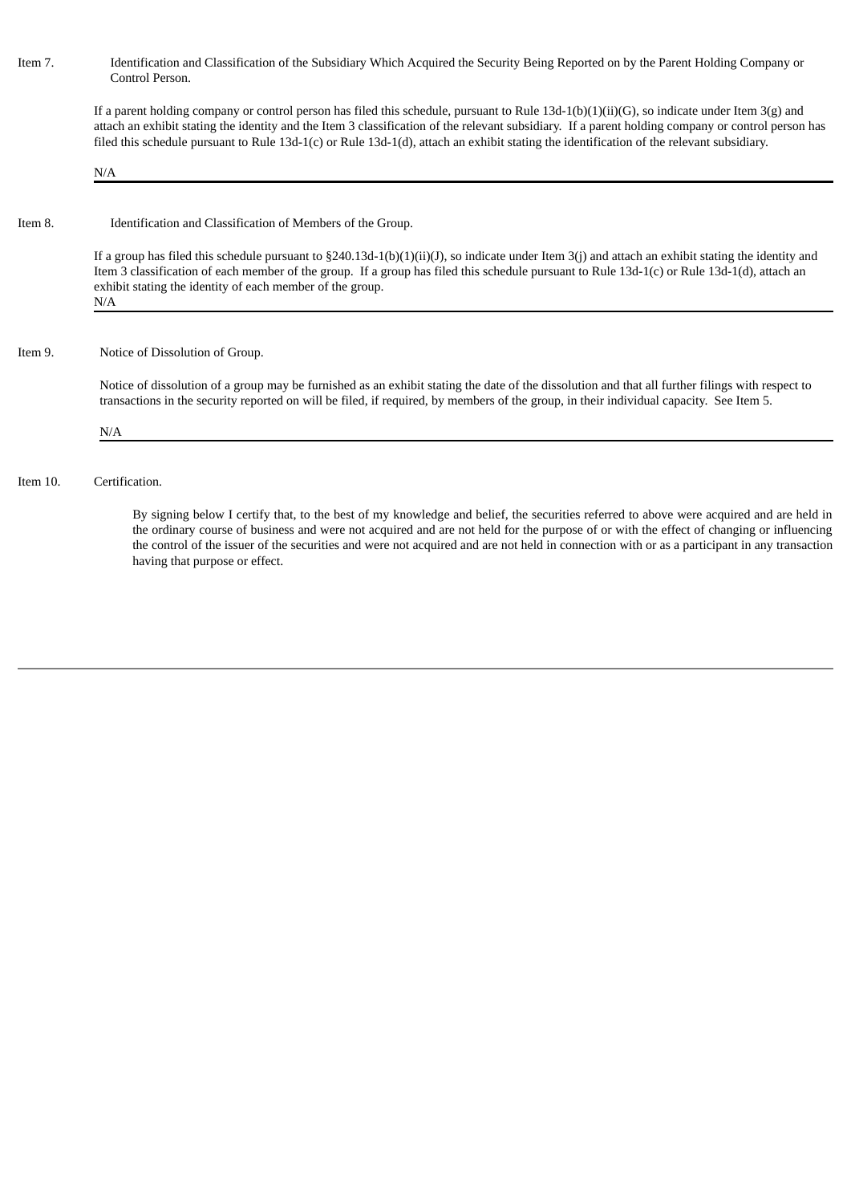**Item 7.** Identification and Classification of the Subsidiary Which Acquired the Security Being Reported on by the Parent Holding Company or Control Person.

If a parent holding company or control person has filed this schedule, pursuant to Rule 13d-1(b)(1)(ii)(G), so indicate under Item 3(g) and attach an exhibit stating the identity and the Item 3 classification of the relevant subsidiary. If a parent holding company or control person has filed this schedule pursuant to Rule 13d-1(c) or Rule 13d-1(d), attach an exhibit stating the identification of the relevant subsidiary.

N/A

---

**Item 8.** Identification and Classification of Members of the Group.

If a group has filed this schedule pursuant to §240.13d-1(b)(1)(ii)(J), so indicate under Item 3(j) and attach an exhibit stating the identity and Item 3 classification of each member of the group. If a group has filed this schedule pursuant to Rule 13d-1(c) or Rule 13d-1(d), attach an exhibit stating the identity of each member of the group.

N/A

---

**Item 9.** Notice of Dissolution of Group.

Notice of dissolution of a group may be furnished as an exhibit stating the date of the dissolution and that all further filings with respect to transactions in the security reported on will be filed, if required, by members of the group, in their individual capacity. See Item 5.

N/A

---

**Item 10.** Certification.

By signing below I certify that, to the best of my knowledge and belief, the securities referred to above were acquired and are held in the ordinary course of business and were not acquired and are not held for the purpose of or with the effect of changing or influencing the control of the issuer of the securities and were not acquired and are not held in connection with or as a participant in any transaction having that purpose or effect.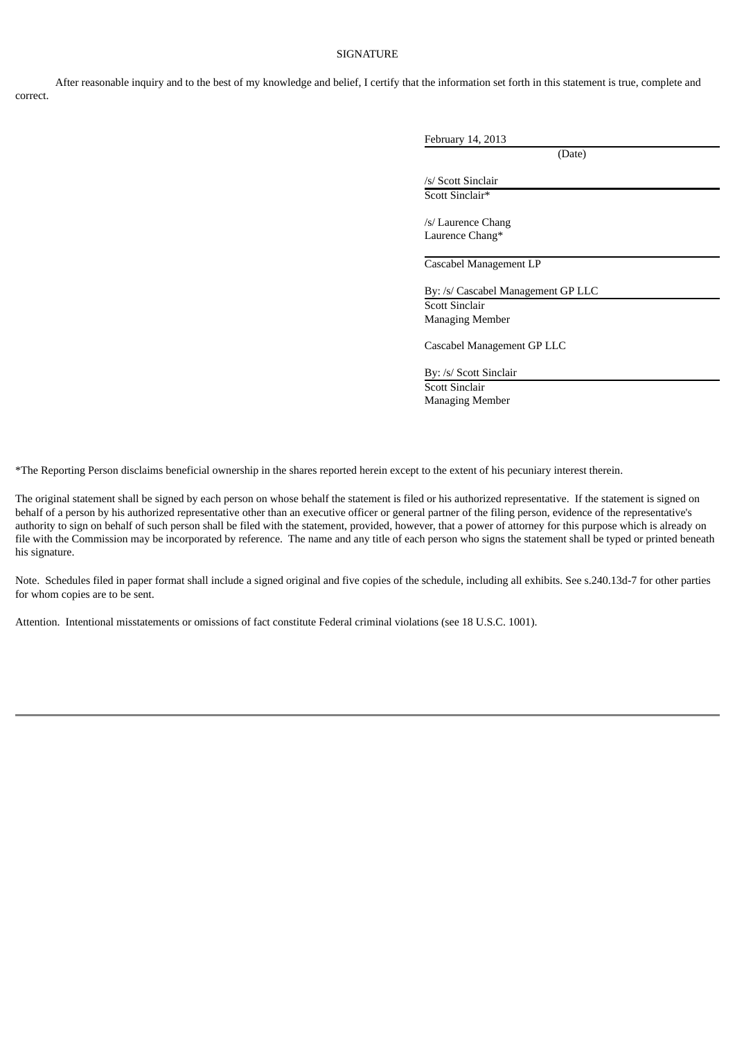SIGNATURE

After reasonable inquiry and to the best of my knowledge and belief, I certify that the information set forth in this statement is true, complete and correct.

February 14, 2013
(Date)

/s/ Scott Sinclair
Scott Sinclair*

/s/ Laurence Chang
Laurence Chang*

Cascabel Management LP

By: /s/ Cascabel Management GP LLC
Scott Sinclair
Managing Member

Cascabel Management GP LLC

By: /s/ Scott Sinclair
Scott Sinclair
Managing Member

*The Reporting Person disclaims beneficial ownership in the shares reported herein except to the extent of his pecuniary interest therein.

The original statement shall be signed by each person on whose behalf the statement is filed or his authorized representative. If the statement is signed on behalf of a person by his authorized representative other than an executive officer or general partner of the filing person, evidence of the representative's authority to sign on behalf of such person shall be filed with the statement, provided, however, that a power of attorney for this purpose which is already on file with the Commission may be incorporated by reference. The name and any title of each person who signs the statement shall be typed or printed beneath his signature.

Note. Schedules filed in paper format shall include a signed original and five copies of the schedule, including all exhibits. See s.240.13d-7 for other parties for whom copies are to be sent.

Attention. Intentional misstatements or omissions of fact constitute Federal criminal violations (see 18 U.S.C. 1001).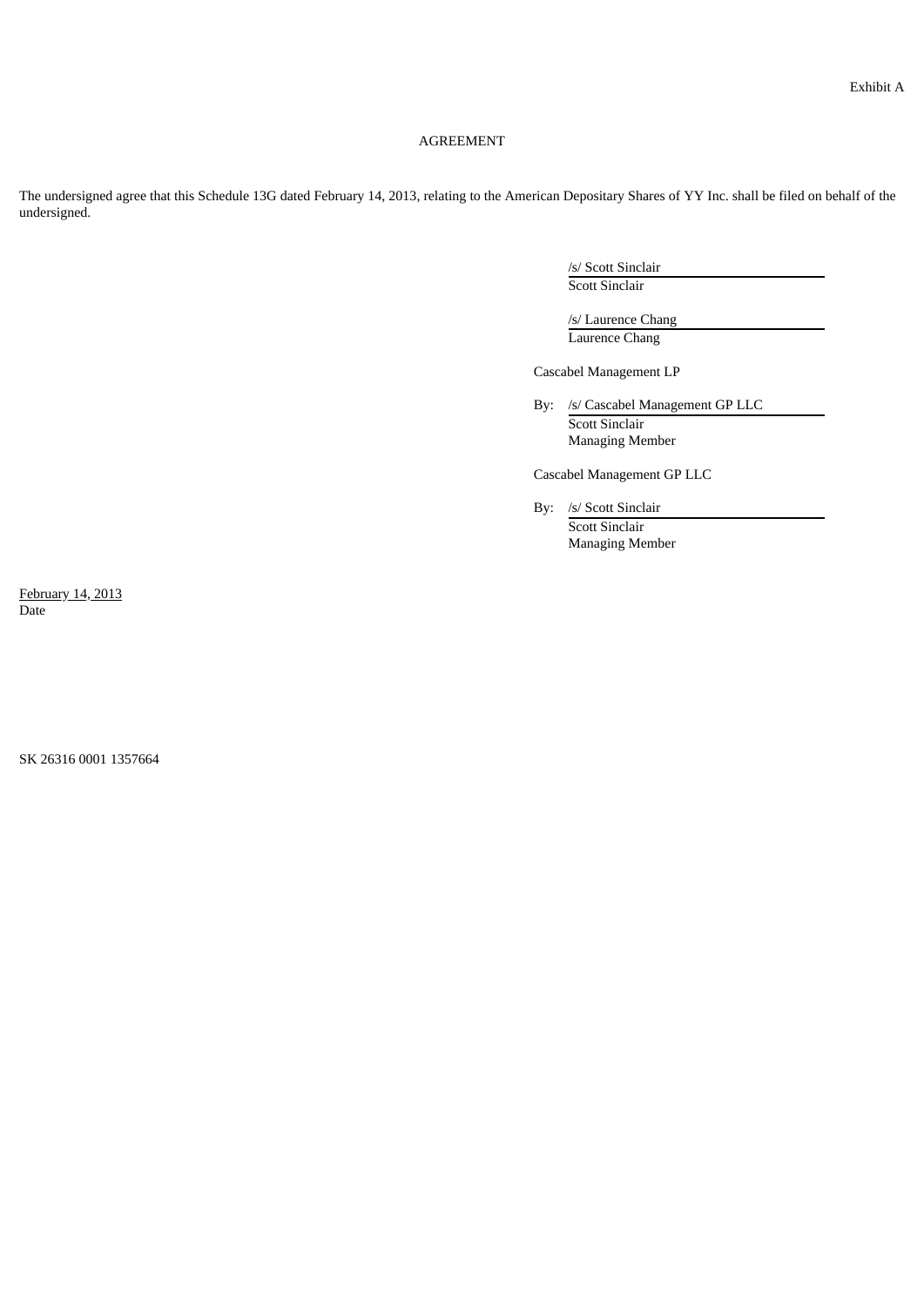Exhibit A

AGREEMENT

The undersigned agree that this Schedule 13G dated February 14, 2013, relating to the American Depositary Shares of YY Inc. shall be filed on behalf of the undersigned.

/s/ Scott Sinclair
Scott Sinclair

/s/ Laurence Chang
Laurence Chang

Cascabel Management LP

By: /s/ Cascabel Management GP LLC
Scott Sinclair
Managing Member

Cascabel Management GP LLC

By: /s/ Scott Sinclair
Scott Sinclair
Managing Member

February 14, 2013
Date

SK 26316 0001 1357664